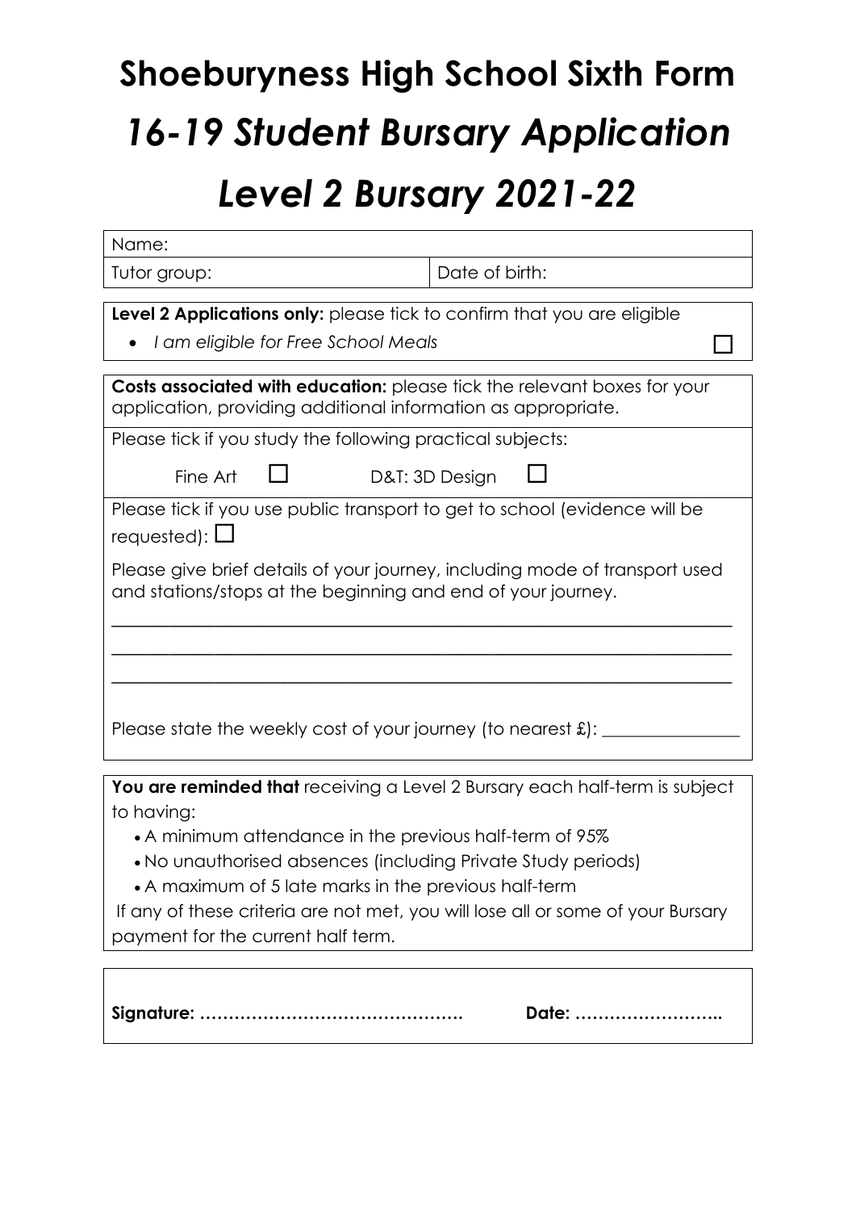# Shoeburyness High School Sixth Form

# *16-19 Student Bursary Application*

# *Level 2 Bursary 2021-22*

| Name: | |
|---|---|
| Tutor group: | Date of birth: |

**Level 2 Applications only:** please tick to confirm that you are eligible

- *I am eligible for Free School Meals* ☐

**Costs associated with education:** please tick the relevant boxes for your application, providing additional information as appropriate.

Please tick if you study the following practical subjects:

Fine Art ☐ D&T: 3D Design ☐

Please tick if you use public transport to get to school (evidence will be requested): ☐

Please give brief details of your journey, including mode of transport used and stations/stops at the beginning and end of your journey.

______________________________________________________________________

______________________________________________________________________

______________________________________________________________________

Please state the weekly cost of your journey (to nearest £): _______________

**You are reminded that** receiving a Level 2 Bursary each half-term is subject to having:

- A minimum attendance in the previous half-term of 95%
- No unauthorised absences (including Private Study periods)
- A maximum of 5 late marks in the previous half-term

If any of these criteria are not met, you will lose all or some of your Bursary payment for the current half term.

**Signature: ……………………………………….** **Date: ……………………..**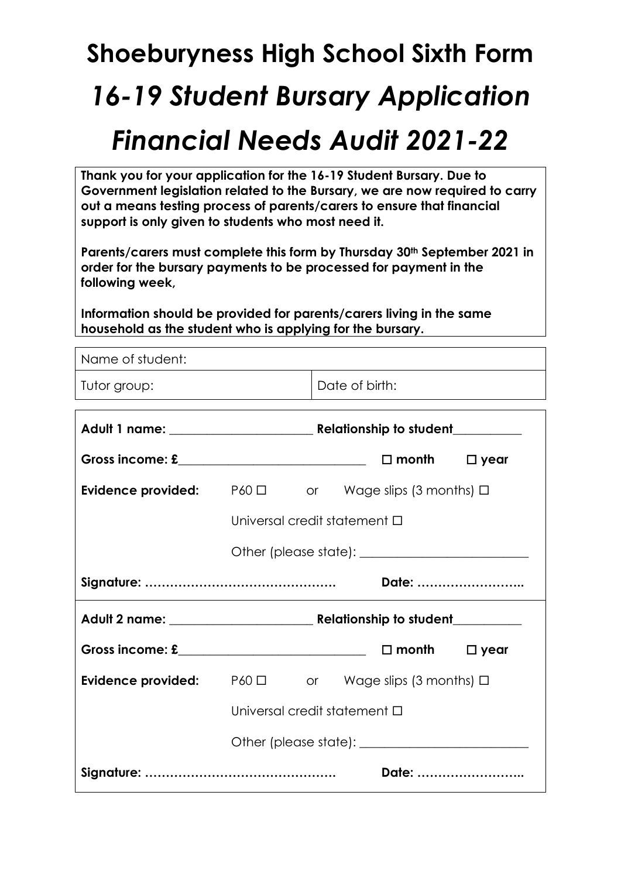# Shoeburyness High School Sixth Form

# *16-19 Student Bursary Application*

# *Financial Needs Audit 2021-22*

**Thank you for your application for the 16-19 Student Bursary. Due to Government legislation related to the Bursary, we are now required to carry out a means testing process of parents/carers to ensure that financial support is only given to students who most need it.**

**Parents/carers must complete this form by Thursday 30th September 2021 in order for the bursary payments to be processed for payment in the following week,**

**Information should be provided for parents/carers living in the same household as the student who is applying for the bursary.**

| Name of student: | |
|---|---|
| Tutor group: | Date of birth: |

**Adult 1 name:** ______________________ **Relationship to student**__________

**Gross income: £**____________________________ ☐ **month** ☐ **year**

**Evidence provided:** P60 ☐ or Wage slips (3 months) ☐

Universal credit statement ☐

Other (please state): _________________________

**Signature: ……………………………………… Date: ……………………..**

**Adult 2 name:** ______________________ **Relationship to student**__________

**Gross income: £**____________________________ ☐ **month** ☐ **year**

**Evidence provided:** P60 ☐ or Wage slips (3 months) ☐

Universal credit statement ☐

Other (please state): _________________________

**Signature: ……………………………………… Date: ……………………..**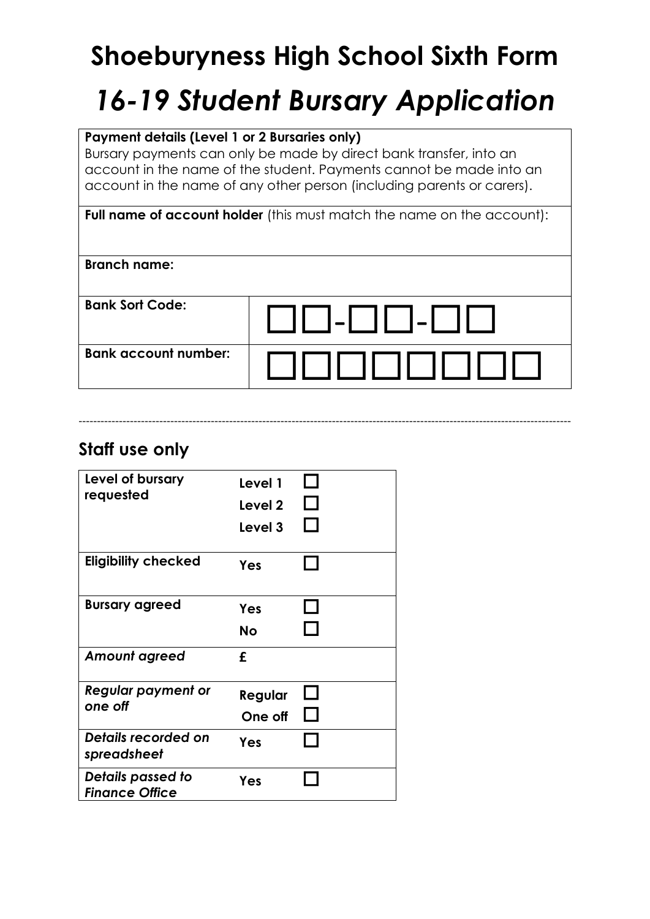# Shoeburyness High School Sixth Form

# *16-19 Student Bursary Application*

| | |
|---|---|
| **Payment details (Level 1 or 2 Bursaries only)**<br>Bursary payments can only be made by direct bank transfer, into an account in the name of the student. Payments cannot be made into an account in the name of any other person (including parents or carers). | |
| **Full name of account holder** (this must match the name on the account): | |
| **Branch name:** | |
| **Bank Sort Code:** | ☐☐-☐☐-☐☐ |
| **Bank account number:** | ☐☐☐☐☐☐☐☐ |

---

## Staff use only

| | | |
|---|---|---|
| **Level of bursary requested** | **Level 1** | ☐ |
| | **Level 2** | ☐ |
| | **Level 3** | ☐ |
| **Eligibility checked** | **Yes** | ☐ |
| **Bursary agreed** | **Yes** | ☐ |
| | **No** | ☐ |
| ***Amount agreed*** | **£** | |
| ***Regular payment or one off*** | **Regular** | ☐ |
| | **One off** | ☐ |
| ***Details recorded on spreadsheet*** | **Yes** | ☐ |
| ***Details passed to Finance Office*** | **Yes** | ☐ |